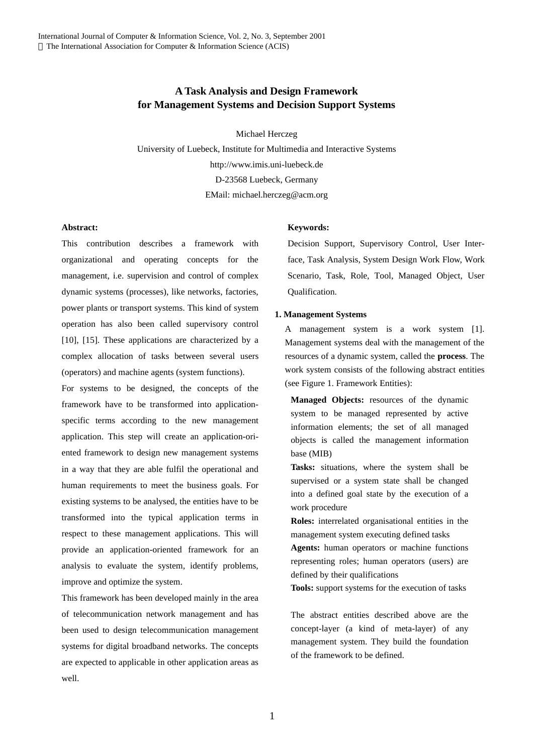# A Task Analysis and Design Framework for Management Systems and Decision Support Systems

Michael Herczeg

University of Luebeck, Institute for Multimedia and Interactive Systems

http://www.imis.uni-luebeck.de

D-23568 Luebeck, Germany

EMail: michael.herczeg@acm.org

**Abstract:**

This contribution describes a framework with organizational and operating concepts for the management, i.e. supervision and control of complex dynamic systems (processes), like networks, factories, power plants or transport systems. This kind of system operation has also been called supervisory control [10], [15]. These applications are characterized by a complex allocation of tasks between several users (operators) and machine agents (system functions).

For systems to be designed, the concepts of the framework have to be transformed into application-specific terms according to the new management application. This step will create an application-oriented framework to design new management systems in a way that they are able fulfil the operational and human requirements to meet the business goals. For existing systems to be analysed, the entities have to be transformed into the typical application terms in respect to these management applications. This will provide an application-oriented framework for an analysis to evaluate the system, identify problems, improve and optimize the system.

This framework has been developed mainly in the area of telecommunication network management and has been used to design telecommunication management systems for digital broadband networks. The concepts are expected to applicable in other application areas as well.

**Keywords:**

Decision Support, Supervisory Control, User Interface, Task Analysis, System Design Work Flow, Work Scenario, Task, Role, Tool, Managed Object, User Qualification.

## 1. Management Systems

A management system is a work system [1]. Management systems deal with the management of the resources of a dynamic system, called the **process**. The work system consists of the following abstract entities (see Figure 1. Framework Entities):

**Managed Objects:** resources of the dynamic system to be managed represented by active information elements; the set of all managed objects is called the management information base (MIB)

**Tasks:** situations, where the system shall be supervised or a system state shall be changed into a defined goal state by the execution of a work procedure

**Roles:** interrelated organisational entities in the management system executing defined tasks

**Agents:** human operators or machine functions representing roles; human operators (users) are defined by their qualifications

**Tools:** support systems for the execution of tasks

The abstract entities described above are the concept-layer (a kind of meta-layer) of any management system. They build the foundation of the framework to be defined.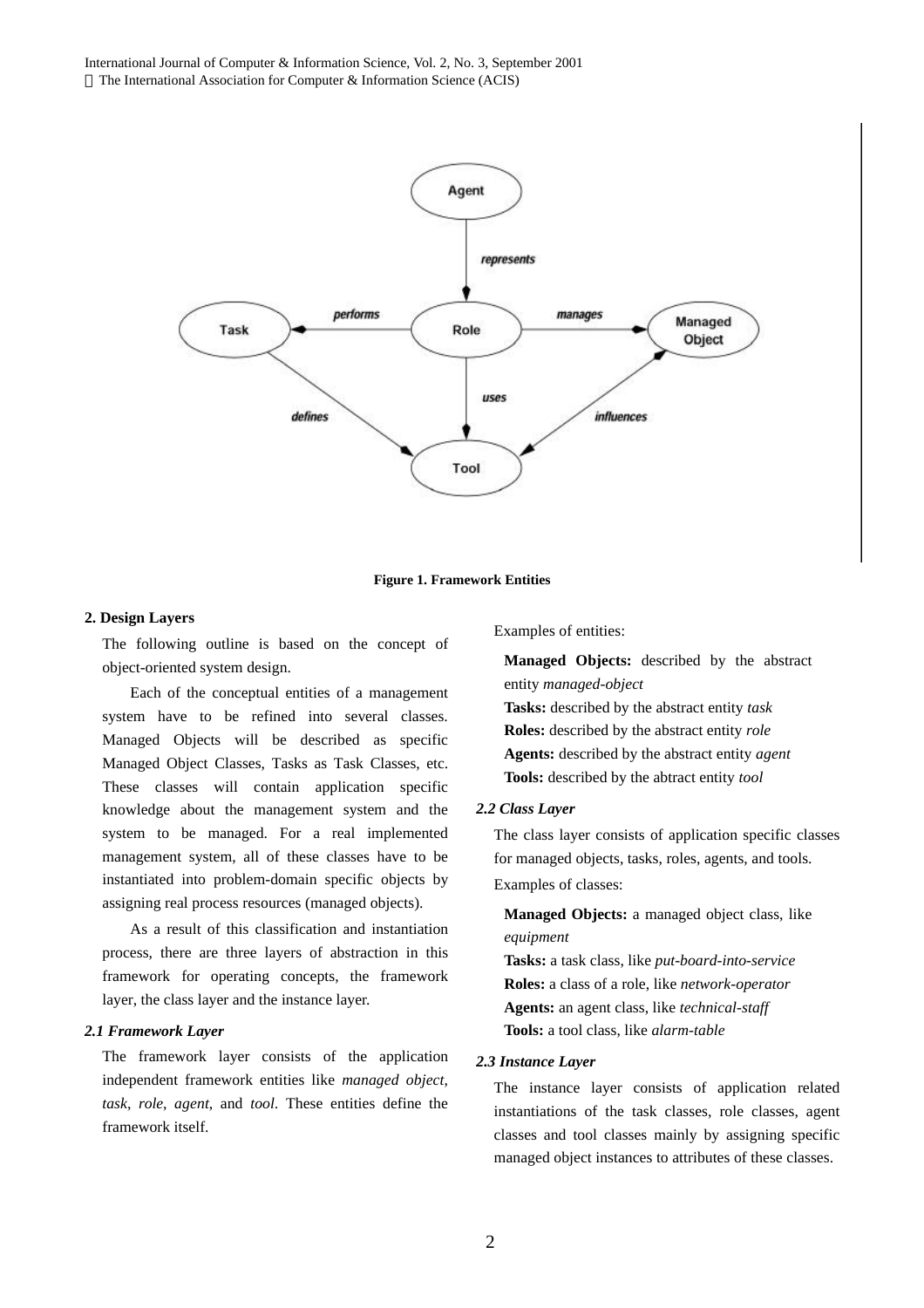Agent

represents

Task

performs

Role

manages

Managed Object

uses

defines

influences

Tool

**Figure 1. Framework Entities**

## 2. Design Layers

The following outline is based on the concept of object-oriented system design.

Each of the conceptual entities of a management system have to be refined into several classes. Managed Objects will be described as specific Managed Object Classes, Tasks as Task Classes, etc. These classes will contain application specific knowledge about the management system and the system to be managed. For a real implemented management system, all of these classes have to be instantiated into problem-domain specific objects by assigning real process resources (managed objects).

As a result of this classification and instantiation process, there are three layers of abstraction in this framework for operating concepts, the framework layer, the class layer and the instance layer.

### *2.1 Framework Layer*

The framework layer consists of the application independent framework entities like *managed object*, *task*, *role*, *agent*, and *tool*. These entities define the framework itself.

Examples of entities:

**Managed Objects:** described by the abstract entity *managed-object*
**Tasks:** described by the abstract entity *task*
**Roles:** described by the abstract entity *role*
**Agents:** described by the abstract entity *agent*
**Tools:** described by the abtract entity *tool*

### *2.2 Class Layer*

The class layer consists of application specific classes for managed objects, tasks, roles, agents, and tools.

Examples of classes:

**Managed Objects:** a managed object class, like *equipment*
**Tasks:** a task class, like *put-board-into-service*
**Roles:** a class of a role, like *network-operator*
**Agents:** an agent class, like *technical-staff*
**Tools:** a tool class, like *alarm-table*

### *2.3 Instance Layer*

The instance layer consists of application related instantiations of the task classes, role classes, agent classes and tool classes mainly by assigning specific managed object instances to attributes of these classes.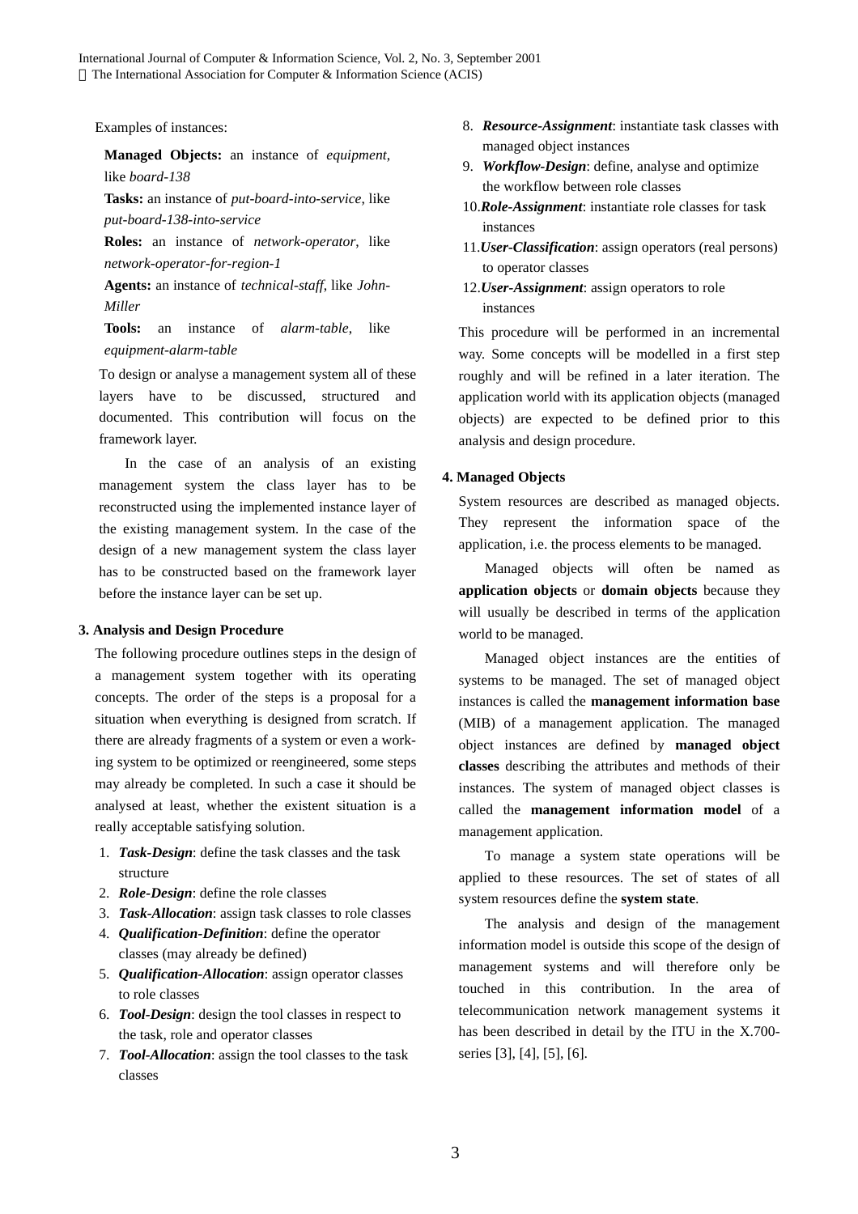Examples of instances:

**Managed Objects:** an instance of *equipment*, like *board-138*

**Tasks:** an instance of *put-board-into-service*, like *put-board-138-into-service*

**Roles:** an instance of *network-operator*, like *network-operator-for-region-1*

**Agents:** an instance of *technical-staff*, like *John-Miller*

**Tools:** an instance of *alarm-table*, like *equipment-alarm-table*

To design or analyse a management system all of these layers have to be discussed, structured and documented. This contribution will focus on the framework layer.

In the case of an analysis of an existing management system the class layer has to be reconstructed using the implemented instance layer of the existing management system. In the case of the design of a new management system the class layer has to be constructed based on the framework layer before the instance layer can be set up.

### 3. Analysis and Design Procedure

The following procedure outlines steps in the design of a management system together with its operating concepts. The order of the steps is a proposal for a situation when everything is designed from scratch. If there are already fragments of a system or even a working system to be optimized or reengineered, some steps may already be completed. In such a case it should be analysed at least, whether the existent situation is a really acceptable satisfying solution.

1. ***Task-Design***: define the task classes and the task structure
2. ***Role-Design***: define the role classes
3. ***Task-Allocation***: assign task classes to role classes
4. ***Qualification-Definition***: define the operator classes (may already be defined)
5. ***Qualification-Allocation***: assign operator classes to role classes
6. ***Tool-Design***: design the tool classes in respect to the task, role and operator classes
7. ***Tool-Allocation***: assign the tool classes to the task classes
8. ***Resource-Assignment***: instantiate task classes with managed object instances
9. ***Workflow-Design***: define, analyse and optimize the workflow between role classes
10. ***Role-Assignment***: instantiate role classes for task instances
11. ***User-Classification***: assign operators (real persons) to operator classes
12. ***User-Assignment***: assign operators to role instances

This procedure will be performed in an incremental way. Some concepts will be modelled in a first step roughly and will be refined in a later iteration. The application world with its application objects (managed objects) are expected to be defined prior to this analysis and design procedure.

### 4. Managed Objects

System resources are described as managed objects. They represent the information space of the application, i.e. the process elements to be managed.

Managed objects will often be named as **application objects** or **domain objects** because they will usually be described in terms of the application world to be managed.

Managed object instances are the entities of systems to be managed. The set of managed object instances is called the **management information base** (MIB) of a management application. The managed object instances are defined by **managed object classes** describing the attributes and methods of their instances. The system of managed object classes is called the **management information model** of a management application.

To manage a system state operations will be applied to these resources. The set of states of all system resources define the **system state**.

The analysis and design of the management information model is outside this scope of the design of management systems and will therefore only be touched in this contribution. In the area of telecommunication network management systems it has been described in detail by the ITU in the X.700-series [3], [4], [5], [6].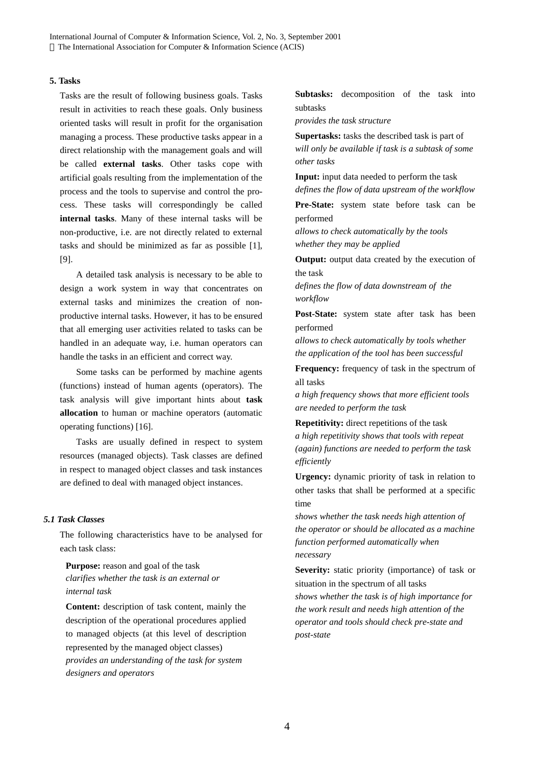## 5. Tasks

Tasks are the result of following business goals. Tasks result in activities to reach these goals. Only business oriented tasks will result in profit for the organisation managing a process. These productive tasks appear in a direct relationship with the management goals and will be called **external tasks**. Other tasks cope with artificial goals resulting from the implementation of the process and the tools to supervise and control the process. These tasks will correspondingly be called **internal tasks**. Many of these internal tasks will be non-productive, i.e. are not directly related to external tasks and should be minimized as far as possible [1], [9].

A detailed task analysis is necessary to be able to design a work system in way that concentrates on external tasks and minimizes the creation of non-productive internal tasks. However, it has to be ensured that all emerging user activities related to tasks can be handled in an adequate way, i.e. human operators can handle the tasks in an efficient and correct way.

Some tasks can be performed by machine agents (functions) instead of human agents (operators). The task analysis will give important hints about **task allocation** to human or machine operators (automatic operating functions) [16].

Tasks are usually defined in respect to system resources (managed objects). Task classes are defined in respect to managed object classes and task instances are defined to deal with managed object instances.

### *5.1 Task Classes*

The following characteristics have to be analysed for each task class:

**Purpose:** reason and goal of the task
*clarifies whether the task is an external or internal task*

**Content:** description of task content, mainly the description of the operational procedures applied to managed objects (at this level of description represented by the managed object classes)
*provides an understanding of the task for system designers and operators*

**Subtasks:** decomposition of the task into subtasks
*provides the task structure*

**Supertasks:** tasks the described task is part of
*will only be available if task is a subtask of some other tasks*

**Input:** input data needed to perform the task
*defines the flow of data upstream of the workflow*

**Pre-State:** system state before task can be performed
*allows to check automatically by the tools whether they may be applied*

**Output:** output data created by the execution of the task
*defines the flow of data downstream of the workflow*

**Post-State:** system state after task has been performed
*allows to check automatically by tools whether the application of the tool has been successful*

**Frequency:** frequency of task in the spectrum of all tasks
*a high frequency shows that more efficient tools are needed to perform the task*

**Repetitivity:** direct repetitions of the task
*a high repetitivity shows that tools with repeat (again) functions are needed to perform the task efficiently*

**Urgency:** dynamic priority of task in relation to other tasks that shall be performed at a specific time
*shows whether the task needs high attention of the operator or should be allocated as a machine function performed automatically when necessary*

**Severity:** static priority (importance) of task or situation in the spectrum of all tasks
*shows whether the task is of high importance for the work result and needs high attention of the operator and tools should check pre-state and post-state*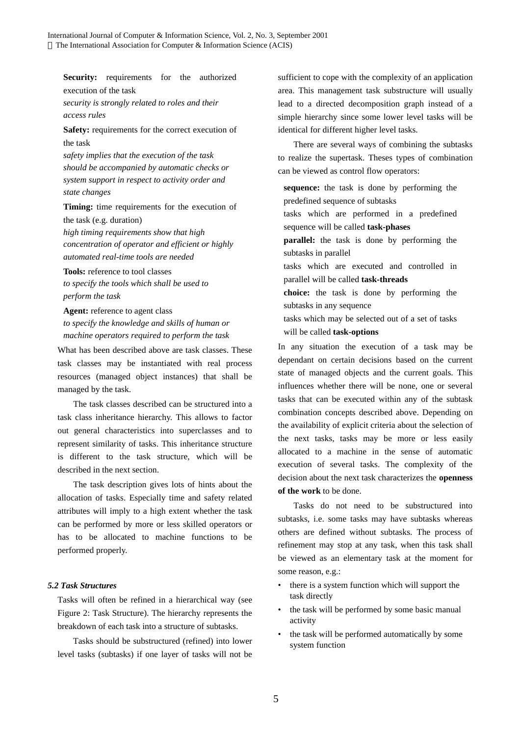**Security:** requirements for the authorized execution of the task
*security is strongly related to roles and their access rules*

**Safety:** requirements for the correct execution of the task
*safety implies that the execution of the task should be accompanied by automatic checks or system support in respect to activity order and state changes*

**Timing:** time requirements for the execution of the task (e.g. duration)
*high timing requirements show that high concentration of operator and efficient or highly automated real-time tools are needed*

**Tools:** reference to tool classes
*to specify the tools which shall be used to perform the task*

**Agent:** reference to agent class
*to specify the knowledge and skills of human or machine operators required to perform the task*

What has been described above are task classes. These task classes may be instantiated with real process resources (managed object instances) that shall be managed by the task.

The task classes described can be structured into a task class inheritance hierarchy. This allows to factor out general characteristics into superclasses and to represent similarity of tasks. This inheritance structure is different to the task structure, which will be described in the next section.

The task description gives lots of hints about the allocation of tasks. Especially time and safety related attributes will imply to a high extent whether the task can be performed by more or less skilled operators or has to be allocated to machine functions to be performed properly.

### *5.2 Task Structures*

Tasks will often be refined in a hierarchical way (see Figure 2: Task Structure). The hierarchy represents the breakdown of each task into a structure of subtasks.

Tasks should be substructured (refined) into lower level tasks (subtasks) if one layer of tasks will not be sufficient to cope with the complexity of an application area. This management task substructure will usually lead to a directed decomposition graph instead of a simple hierarchy since some lower level tasks will be identical for different higher level tasks.

There are several ways of combining the subtasks to realize the supertask. Theses types of combination can be viewed as control flow operators:

**sequence:** the task is done by performing the predefined sequence of subtasks
tasks which are performed in a predefined sequence will be called **task-phases**

**parallel:** the task is done by performing the subtasks in parallel
tasks which are executed and controlled in parallel will be called **task-threads**

**choice:** the task is done by performing the subtasks in any sequence
tasks which may be selected out of a set of tasks will be called **task-options**

In any situation the execution of a task may be dependant on certain decisions based on the current state of managed objects and the current goals. This influences whether there will be none, one or several tasks that can be executed within any of the subtask combination concepts described above. Depending on the availability of explicit criteria about the selection of the next tasks, tasks may be more or less easily allocated to a machine in the sense of automatic execution of several tasks. The complexity of the decision about the next task characterizes the **openness of the work** to be done.

Tasks do not need to be substructured into subtasks, i.e. some tasks may have subtasks whereas others are defined without subtasks. The process of refinement may stop at any task, when this task shall be viewed as an elementary task at the moment for some reason, e.g.:

- there is a system function which will support the task directly
- the task will be performed by some basic manual activity
- the task will be performed automatically by some system function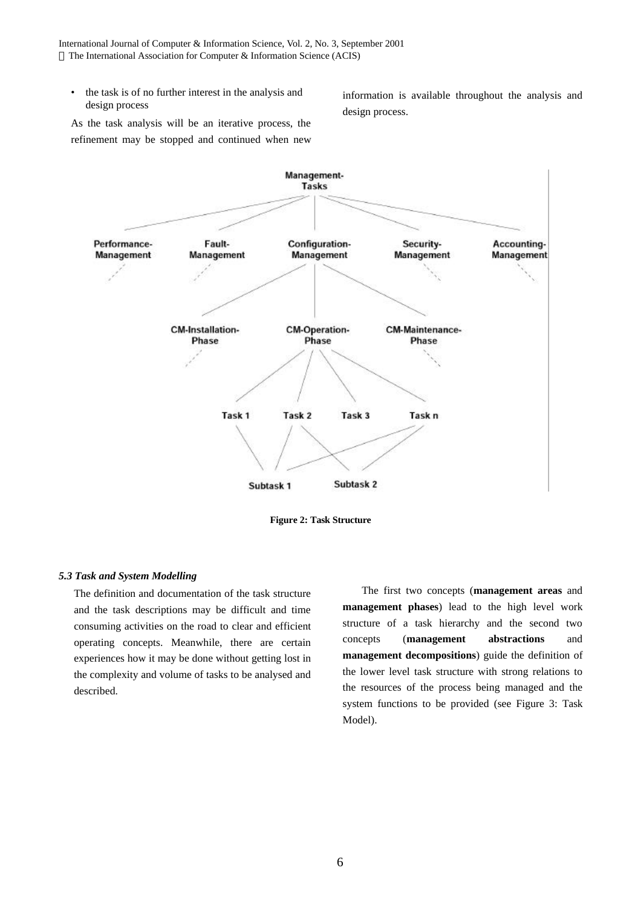- the task is of no further interest in the analysis and design process

As the task analysis will be an iterative process, the refinement may be stopped and continued when new information is available throughout the analysis and design process.

**Figure 2: Task Structure**

### *5.3 Task and System Modelling*

The definition and documentation of the task structure and the task descriptions may be difficult and time consuming activities on the road to clear and efficient operating concepts. Meanwhile, there are certain experiences how it may be done without getting lost in the complexity and volume of tasks to be analysed and described.

The first two concepts (**management areas** and **management phases**) lead to the high level work structure of a task hierarchy and the second two concepts (**management abstractions** and **management decompositions**) guide the definition of the lower level task structure with strong relations to the resources of the process being managed and the system functions to be provided (see Figure 3: Task Model).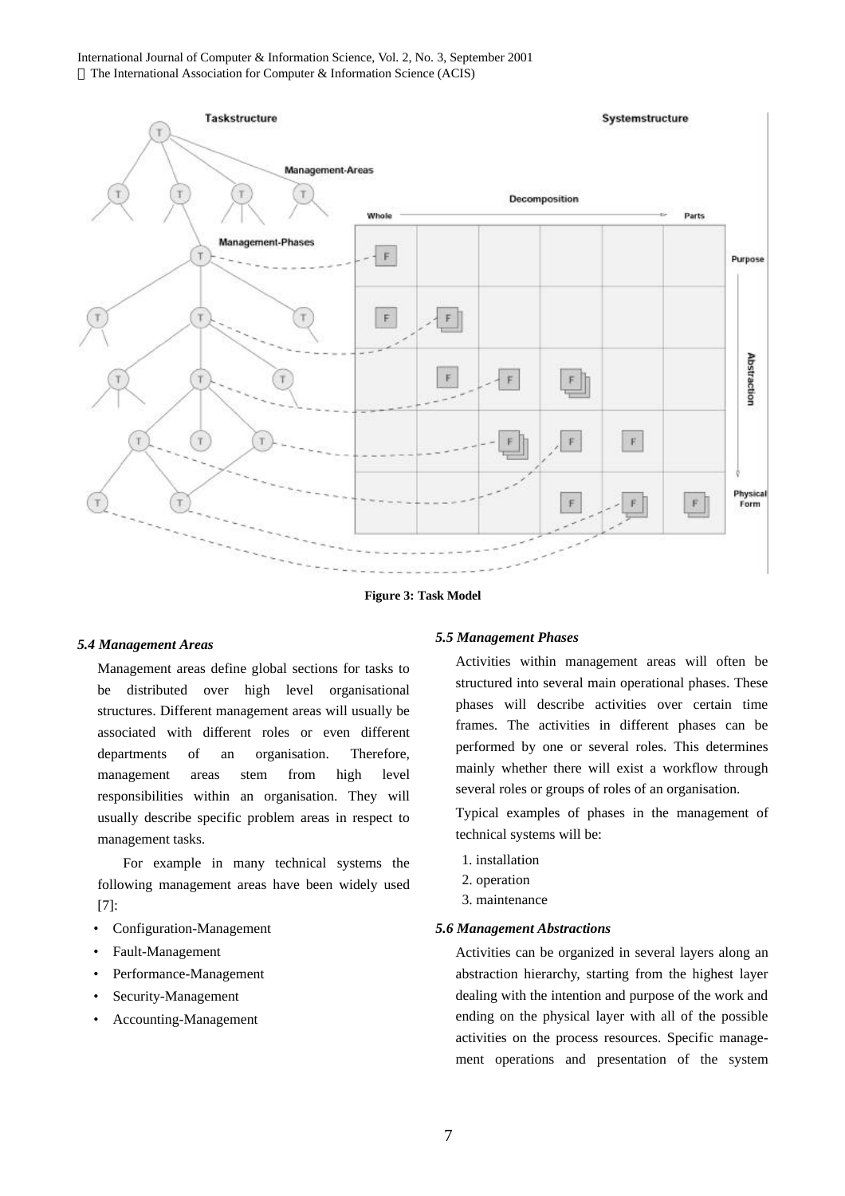Taskstructure

Systemstructure

Management-Areas

Decomposition

Whole

Parts

Management-Phases

Purpose

Abstraction

Physical Form

**Figure 3: Task Model**

### *5.4 Management Areas*

Management areas define global sections for tasks to be distributed over high level organisational structures. Different management areas will usually be associated with different roles or even different departments of an organisation. Therefore, management areas stem from high level responsibilities within an organisation. They will usually describe specific problem areas in respect to management tasks.

For example in many technical systems the following management areas have been widely used [7]:

- Configuration-Management
- Fault-Management
- Performance-Management
- Security-Management
- Accounting-Management

### *5.5 Management Phases*

Activities within management areas will often be structured into several main operational phases. These phases will describe activities over certain time frames. The activities in different phases can be performed by one or several roles. This determines mainly whether there will exist a workflow through several roles or groups of roles of an organisation.

Typical examples of phases in the management of technical systems will be:

1. installation
2. operation
3. maintenance

### *5.6 Management Abstractions*

Activities can be organized in several layers along an abstraction hierarchy, starting from the highest layer dealing with the intention and purpose of the work and ending on the physical layer with all of the possible activities on the process resources. Specific management operations and presentation of the system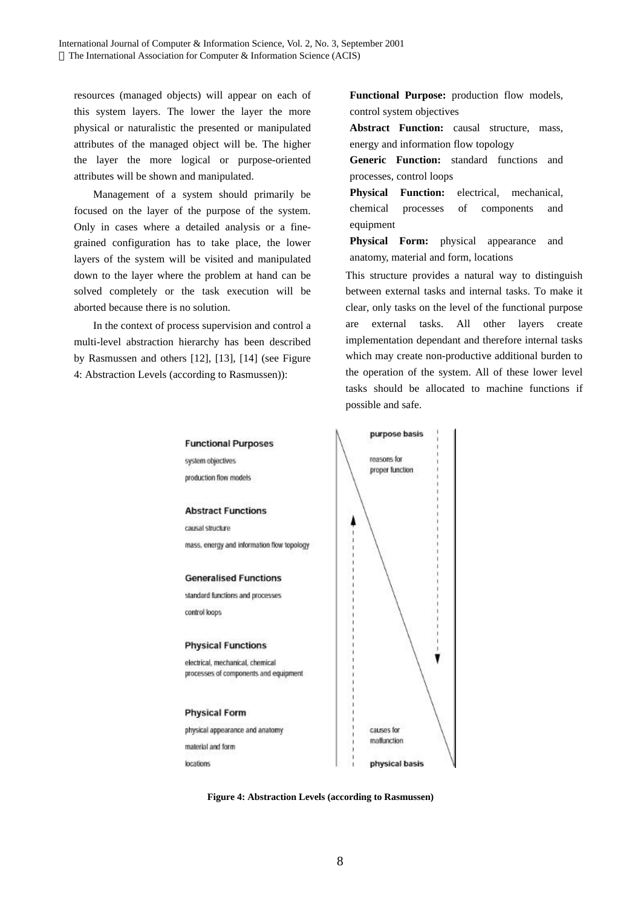resources (managed objects) will appear on each of this system layers. The lower the layer the more physical or naturalistic the presented or manipulated attributes of the managed object will be. The higher the layer the more logical or purpose-oriented attributes will be shown and manipulated.

Management of a system should primarily be focused on the layer of the purpose of the system. Only in cases where a detailed analysis or a fine-grained configuration has to take place, the lower layers of the system will be visited and manipulated down to the layer where the problem at hand can be solved completely or the task execution will be aborted because there is no solution.

In the context of process supervision and control a multi-level abstraction hierarchy has been described by Rasmussen and others [12], [13], [14] (see Figure 4: Abstraction Levels (according to Rasmussen)):

**Functional Purpose:** production flow models, control system objectives

**Abstract Function:** causal structure, mass, energy and information flow topology

**Generic Function:** standard functions and processes, control loops

**Physical Function:** electrical, mechanical, chemical processes of components and equipment

**Physical Form:** physical appearance and anatomy, material and form, locations

This structure provides a natural way to distinguish between external tasks and internal tasks. To make it clear, only tasks on the level of the functional purpose are external tasks. All other layers create implementation dependant and therefore internal tasks which may create non-productive additional burden to the operation of the system. All of these lower level tasks should be allocated to machine functions if possible and safe.

**Functional Purposes**
system objectives
production flow models

**Abstract Functions**
causal structure
mass, energy and information flow topology

**Generalised Functions**
standard functions and processes
control loops

**Physical Functions**
electrical, mechanical, chemical processes of components and equipment

**Physical Form**
physical appearance and anatomy
material and form
locations

purpose basis — reasons for proper function

causes for malfunction — physical basis

**Figure 4: Abstraction Levels (according to Rasmussen)**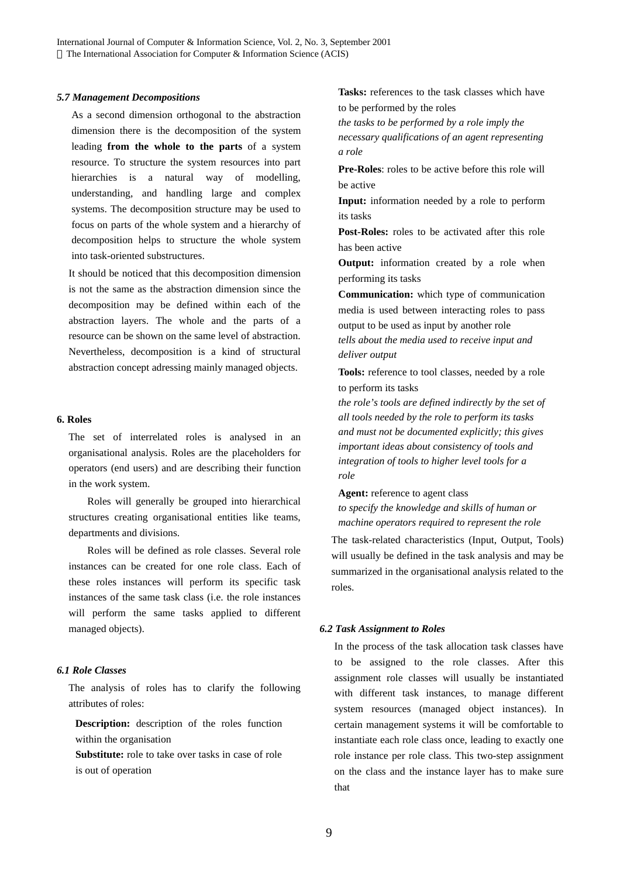### 5.7 Management Decompositions

As a second dimension orthogonal to the abstraction dimension there is the decomposition of the system leading **from the whole to the parts** of a system resource. To structure the system resources into part hierarchies is a natural way of modelling, understanding, and handling large and complex systems. The decomposition structure may be used to focus on parts of the whole system and a hierarchy of decomposition helps to structure the whole system into task-oriented substructures.

It should be noticed that this decomposition dimension is not the same as the abstraction dimension since the decomposition may be defined within each of the abstraction layers. The whole and the parts of a resource can be shown on the same level of abstraction. Nevertheless, decomposition is a kind of structural abstraction concept adressing mainly managed objects.

## 6. Roles

The set of interrelated roles is analysed in an organisational analysis. Roles are the placeholders for operators (end users) and are describing their function in the work system.

Roles will generally be grouped into hierarchical structures creating organisational entities like teams, departments and divisions.

Roles will be defined as role classes. Several role instances can be created for one role class. Each of these roles instances will perform its specific task instances of the same task class (i.e. the role instances will perform the same tasks applied to different managed objects).

### 6.1 Role Classes

The analysis of roles has to clarify the following attributes of roles:

**Description:** description of the roles function within the organisation

**Substitute:** role to take over tasks in case of role is out of operation

**Tasks:** references to the task classes which have to be performed by the roles
*the tasks to be performed by a role imply the necessary qualifications of an agent representing a role*

**Pre-Roles**: roles to be active before this role will be active

**Input:** information needed by a role to perform its tasks

**Post-Roles:** roles to be activated after this role has been active

**Output:** information created by a role when performing its tasks

**Communication:** which type of communication media is used between interacting roles to pass output to be used as input by another role
*tells about the media used to receive input and deliver output*

**Tools:** reference to tool classes, needed by a role to perform its tasks
*the role's tools are defined indirectly by the set of all tools needed by the role to perform its tasks and must not be documented explicitly; this gives important ideas about consistency of tools and integration of tools to higher level tools for a role*

**Agent:** reference to agent class
*to specify the knowledge and skills of human or machine operators required to represent the role*

The task-related characteristics (Input, Output, Tools) will usually be defined in the task analysis and may be summarized in the organisational analysis related to the roles.

### 6.2 Task Assignment to Roles

In the process of the task allocation task classes have to be assigned to the role classes. After this assignment role classes will usually be instantiated with different task instances, to manage different system resources (managed object instances). In certain management systems it will be comfortable to instantiate each role class once, leading to exactly one role instance per role class. This two-step assignment on the class and the instance layer has to make sure that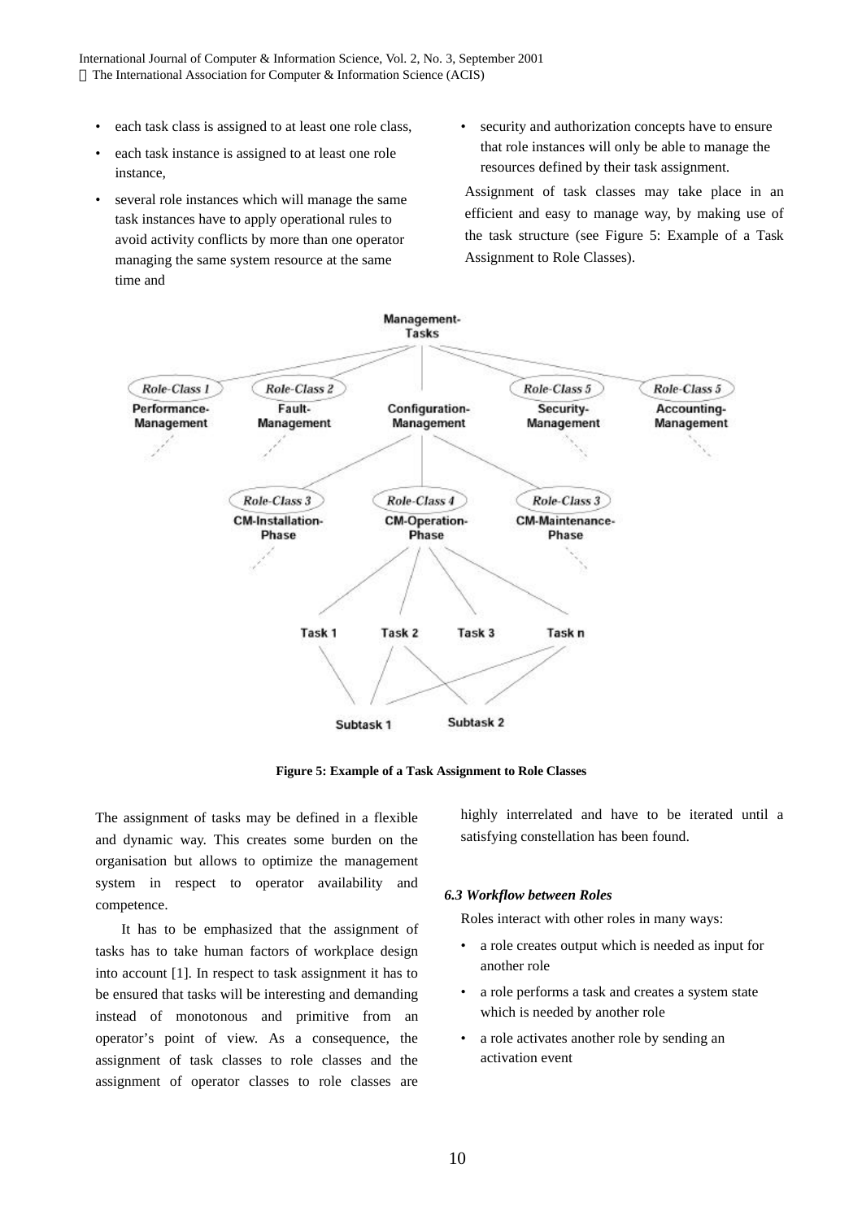- each task class is assigned to at least one role class,
- each task instance is assigned to at least one role instance,
- several role instances which will manage the same task instances have to apply operational rules to avoid activity conflicts by more than one operator managing the same system resource at the same time and
- security and authorization concepts have to ensure that role instances will only be able to manage the resources defined by their task assignment.

Assignment of task classes may take place in an efficient and easy to manage way, by making use of the task structure (see Figure 5: Example of a Task Assignment to Role Classes).

Management-Tasks

Role-Class 1
Performance-Management

Role-Class 2
Fault-Management

Configuration-Management

Role-Class 5
Security-Management

Role-Class 5
Accounting-Management

Role-Class 3
CM-Installation-Phase

Role-Class 4
CM-Operation-Phase

Role-Class 3
CM-Maintenance-Phase

Task 1

Task 2

Task 3

Task n

Subtask 1

Subtask 2

**Figure 5: Example of a Task Assignment to Role Classes**

The assignment of tasks may be defined in a flexible and dynamic way. This creates some burden on the organisation but allows to optimize the management system in respect to operator availability and competence.

It has to be emphasized that the assignment of tasks has to take human factors of workplace design into account [1]. In respect to task assignment it has to be ensured that tasks will be interesting and demanding instead of monotonous and primitive from an operator's point of view. As a consequence, the assignment of task classes to role classes and the assignment of operator classes to role classes are highly interrelated and have to be iterated until a satisfying constellation has been found.

### *6.3 Workflow between Roles*

Roles interact with other roles in many ways:

- a role creates output which is needed as input for another role
- a role performs a task and creates a system state which is needed by another role
- a role activates another role by sending an activation event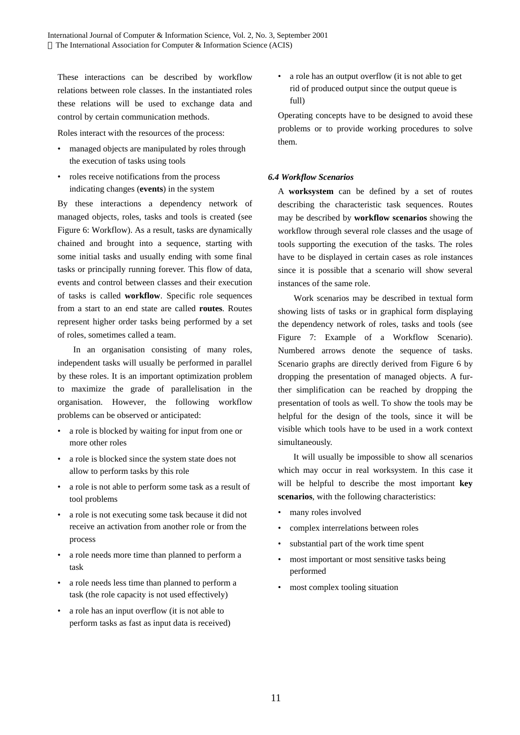These interactions can be described by workflow relations between role classes. In the instantiated roles these relations will be used to exchange data and control by certain communication methods.

Roles interact with the resources of the process:

- managed objects are manipulated by roles through the execution of tasks using tools
- roles receive notifications from the process indicating changes (**events**) in the system

By these interactions a dependency network of managed objects, roles, tasks and tools is created (see Figure 6: Workflow). As a result, tasks are dynamically chained and brought into a sequence, starting with some initial tasks and usually ending with some final tasks or principally running forever. This flow of data, events and control between classes and their execution of tasks is called **workflow**. Specific role sequences from a start to an end state are called **routes**. Routes represent higher order tasks being performed by a set of roles, sometimes called a team.

In an organisation consisting of many roles, independent tasks will usually be performed in parallel by these roles. It is an important optimization problem to maximize the grade of parallelisation in the organisation. However, the following workflow problems can be observed or anticipated:

- a role is blocked by waiting for input from one or more other roles
- a role is blocked since the system state does not allow to perform tasks by this role
- a role is not able to perform some task as a result of tool problems
- a role is not executing some task because it did not receive an activation from another role or from the process
- a role needs more time than planned to perform a task
- a role needs less time than planned to perform a task (the role capacity is not used effectively)
- a role has an input overflow (it is not able to perform tasks as fast as input data is received)
- a role has an output overflow (it is not able to get rid of produced output since the output queue is full)

Operating concepts have to be designed to avoid these problems or to provide working procedures to solve them.

### *6.4 Workflow Scenarios*

A **worksystem** can be defined by a set of routes describing the characteristic task sequences. Routes may be described by **workflow scenarios** showing the workflow through several role classes and the usage of tools supporting the execution of the tasks. The roles have to be displayed in certain cases as role instances since it is possible that a scenario will show several instances of the same role.

Work scenarios may be described in textual form showing lists of tasks or in graphical form displaying the dependency network of roles, tasks and tools (see Figure 7: Example of a Workflow Scenario). Numbered arrows denote the sequence of tasks. Scenario graphs are directly derived from Figure 6 by dropping the presentation of managed objects. A further simplification can be reached by dropping the presentation of tools as well. To show the tools may be helpful for the design of the tools, since it will be visible which tools have to be used in a work context simultaneously.

It will usually be impossible to show all scenarios which may occur in real worksystem. In this case it will be helpful to describe the most important **key scenarios**, with the following characteristics:

- many roles involved
- complex interrelations between roles
- substantial part of the work time spent
- most important or most sensitive tasks being performed
- most complex tooling situation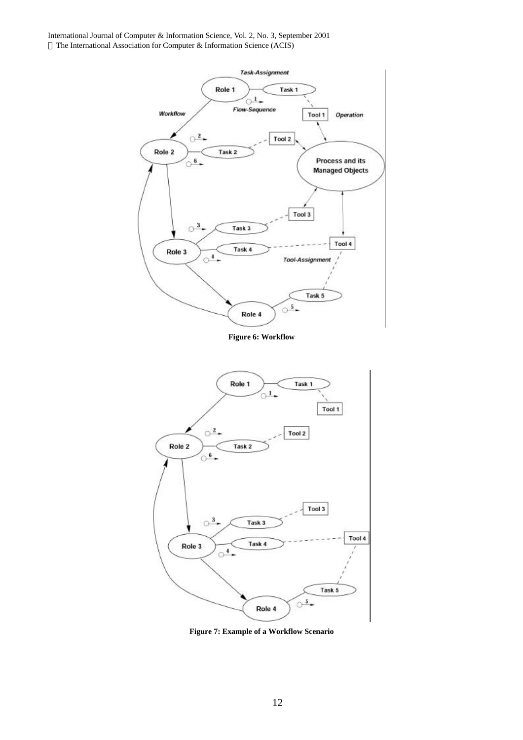Task-Assignment

Role 1

Task 1

1

Flow-Sequence

Workflow

Tool 1

Operation

2

Tool 2

Role 2

Task 2

6

Process and its Managed Objects

Tool 3

3

Task 3

Tool 4

Role 3

Task 4

4

Tool-Assignment

Task 5

Role 4

5

**Figure 6: Workflow**

Role 1

Task 1

1

Tool 1

2

Tool 2

Role 2

Task 2

6

Tool 3

3

Task 3

Tool 4

Role 3

Task 4

4

Task 5

Role 4

5

**Figure 7: Example of a Workflow Scenario**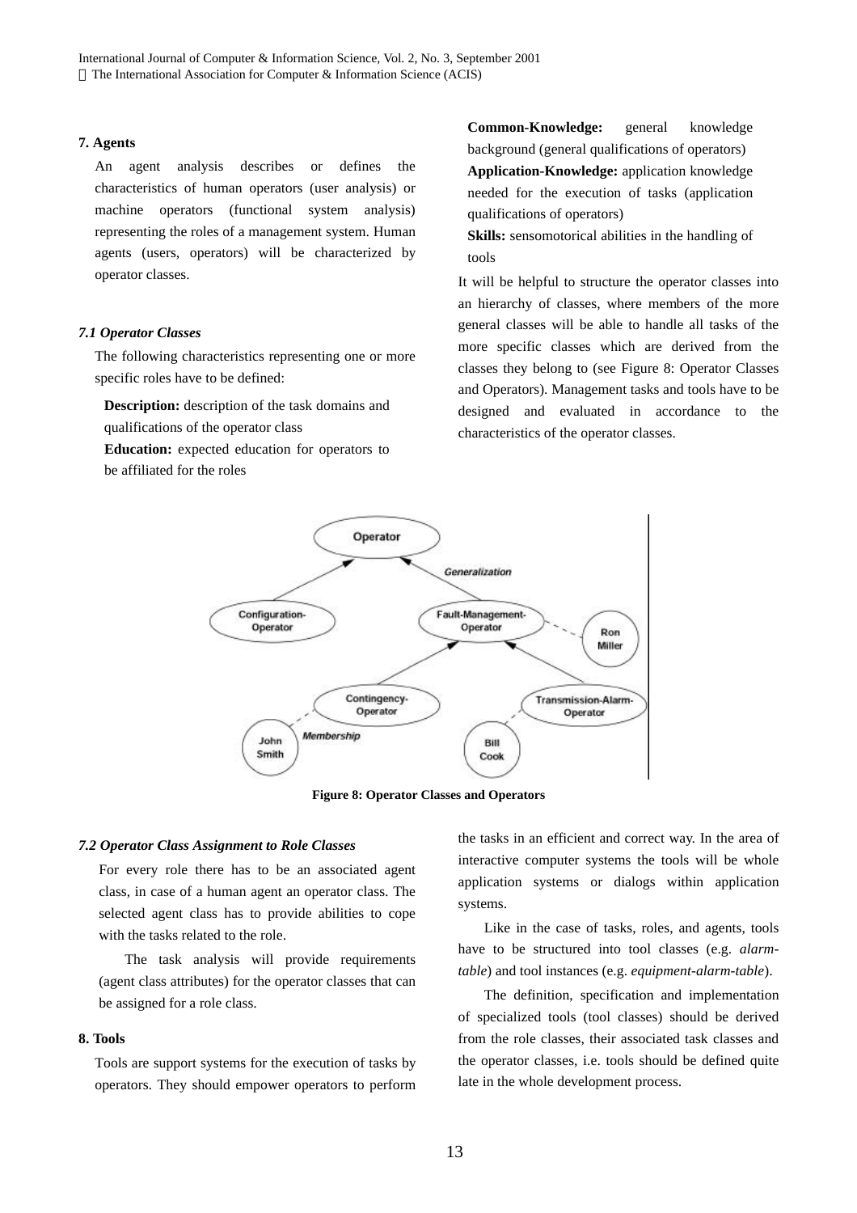## 7. Agents

An agent analysis describes or defines the characteristics of human operators (user analysis) or machine operators (functional system analysis) representing the roles of a management system. Human agents (users, operators) will be characterized by operator classes.

### *7.1 Operator Classes*

The following characteristics representing one or more specific roles have to be defined:

**Description:** description of the task domains and qualifications of the operator class

**Education:** expected education for operators to be affiliated for the roles

**Common-Knowledge:** general knowledge background (general qualifications of operators)

**Application-Knowledge:** application knowledge needed for the execution of tasks (application qualifications of operators)

**Skills:** sensomotorical abilities in the handling of tools

It will be helpful to structure the operator classes into an hierarchy of classes, where members of the more general classes will be able to handle all tasks of the more specific classes which are derived from the classes they belong to (see Figure 8: Operator Classes and Operators). Management tasks and tools have to be designed and evaluated in accordance to the characteristics of the operator classes.

Operator
Generalization
Configuration-Operator
Fault-Management-Operator
Ron Miller
Contingency-Operator
Transmission-Alarm-Operator
Membership
John Smith
Bill Cook

**Figure 8: Operator Classes and Operators**

### *7.2 Operator Class Assignment to Role Classes*

For every role there has to be an associated agent class, in case of a human agent an operator class. The selected agent class has to provide abilities to cope with the tasks related to the role.

The task analysis will provide requirements (agent class attributes) for the operator classes that can be assigned for a role class.

## 8. Tools

Tools are support systems for the execution of tasks by operators. They should empower operators to perform the tasks in an efficient and correct way. In the area of interactive computer systems the tools will be whole application systems or dialogs within application systems.

Like in the case of tasks, roles, and agents, tools have to be structured into tool classes (e.g. *alarm-table*) and tool instances (e.g. *equipment-alarm-table*).

The definition, specification and implementation of specialized tools (tool classes) should be derived from the role classes, their associated task classes and the operator classes, i.e. tools should be defined quite late in the whole development process.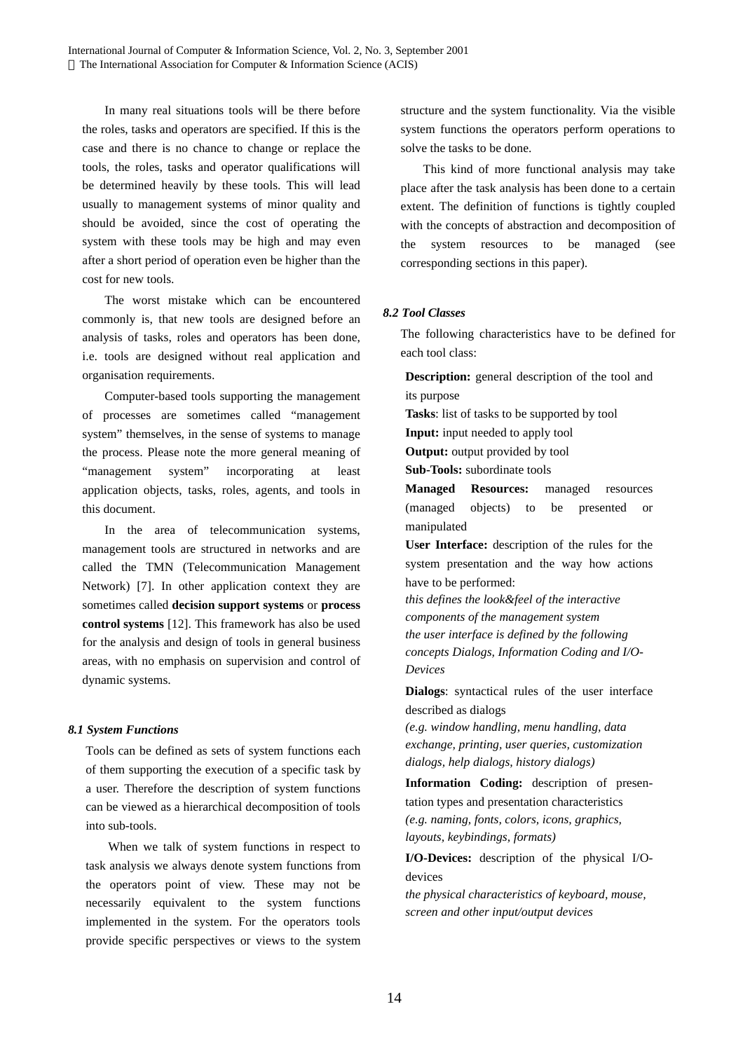In many real situations tools will be there before the roles, tasks and operators are specified. If this is the case and there is no chance to change or replace the tools, the roles, tasks and operator qualifications will be determined heavily by these tools. This will lead usually to management systems of minor quality and should be avoided, since the cost of operating the system with these tools may be high and may even after a short period of operation even be higher than the cost for new tools.

The worst mistake which can be encountered commonly is, that new tools are designed before an analysis of tasks, roles and operators has been done, i.e. tools are designed without real application and organisation requirements.

Computer-based tools supporting the management of processes are sometimes called "management system" themselves, in the sense of systems to manage the process. Please note the more general meaning of "management system" incorporating at least application objects, tasks, roles, agents, and tools in this document.

In the area of telecommunication systems, management tools are structured in networks and are called the TMN (Telecommunication Management Network) [7]. In other application context they are sometimes called **decision support systems** or **process control systems** [12]. This framework has also be used for the analysis and design of tools in general business areas, with no emphasis on supervision and control of dynamic systems.

### *8.1 System Functions*

Tools can be defined as sets of system functions each of them supporting the execution of a specific task by a user. Therefore the description of system functions can be viewed as a hierarchical decomposition of tools into sub-tools.

When we talk of system functions in respect to task analysis we always denote system functions from the operators point of view. These may not be necessarily equivalent to the system functions implemented in the system. For the operators tools provide specific perspectives or views to the system structure and the system functionality. Via the visible system functions the operators perform operations to solve the tasks to be done.

This kind of more functional analysis may take place after the task analysis has been done to a certain extent. The definition of functions is tightly coupled with the concepts of abstraction and decomposition of the system resources to be managed (see corresponding sections in this paper).

### *8.2 Tool Classes*

The following characteristics have to be defined for each tool class:

**Description:** general description of the tool and its purpose

**Tasks**: list of tasks to be supported by tool

**Input:** input needed to apply tool

**Output:** output provided by tool

**Sub-Tools:** subordinate tools

**Managed Resources:** managed resources (managed objects) to be presented or manipulated

**User Interface:** description of the rules for the system presentation and the way how actions have to be performed:
*this defines the look&feel of the interactive components of the management system*
*the user interface is defined by the following concepts Dialogs, Information Coding and I/O-Devices*

**Dialogs**: syntactical rules of the user interface described as dialogs
*(e.g. window handling, menu handling, data exchange, printing, user queries, customization dialogs, help dialogs, history dialogs)*

**Information Coding:** description of presentation types and presentation characteristics
*(e.g. naming, fonts, colors, icons, graphics, layouts, keybindings, formats)*

**I/O-Devices:** description of the physical I/O-devices
*the physical characteristics of keyboard, mouse, screen and other input/output devices*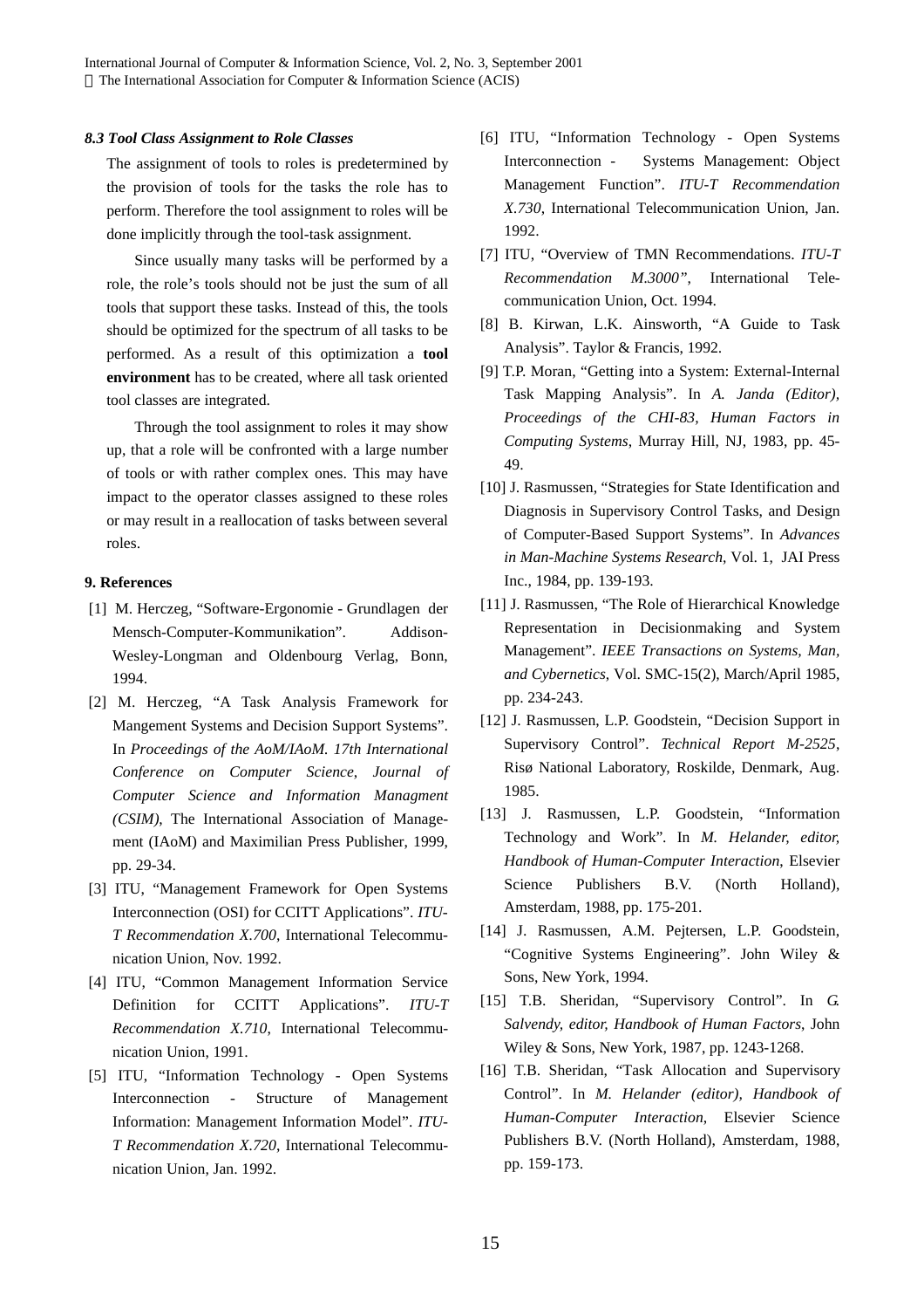### *8.3 Tool Class Assignment to Role Classes*

The assignment of tools to roles is predetermined by the provision of tools for the tasks the role has to perform. Therefore the tool assignment to roles will be done implicitly through the tool-task assignment.

Since usually many tasks will be performed by a role, the role's tools should not be just the sum of all tools that support these tasks. Instead of this, the tools should be optimized for the spectrum of all tasks to be performed. As a result of this optimization a **tool environment** has to be created, where all task oriented tool classes are integrated.

Through the tool assignment to roles it may show up, that a role will be confronted with a large number of tools or with rather complex ones. This may have impact to the operator classes assigned to these roles or may result in a reallocation of tasks between several roles.

## 9. References

[1] M. Herczeg, "Software-Ergonomie - Grundlagen der Mensch-Computer-Kommunikation". Addison-Wesley-Longman and Oldenbourg Verlag, Bonn, 1994.

[2] M. Herczeg, "A Task Analysis Framework for Mangement Systems and Decision Support Systems". In *Proceedings of the AoM/IAoM. 17th International Conference on Computer Science, Journal of Computer Science and Information Managment (CSIM)*, The International Association of Management (IAoM) and Maximilian Press Publisher, 1999, pp. 29-34.

[3] ITU, "Management Framework for Open Systems Interconnection (OSI) for CCITT Applications". *ITU-T Recommendation X.700*, International Telecommunication Union, Nov. 1992.

[4] ITU, "Common Management Information Service Definition for CCITT Applications". *ITU-T Recommendation X.710*, International Telecommunication Union, 1991.

[5] ITU, "Information Technology - Open Systems Interconnection - Structure of Management Information: Management Information Model". *ITU-T Recommendation X.720*, International Telecommunication Union, Jan. 1992.

[6] ITU, "Information Technology - Open Systems Interconnection - Systems Management: Object Management Function". *ITU-T Recommendation X.730*, International Telecommunication Union, Jan. 1992.

[7] ITU, "Overview of TMN Recommendations. *ITU-T Recommendation M.3000"*, International Telecommunication Union, Oct. 1994.

[8] B. Kirwan, L.K. Ainsworth, "A Guide to Task Analysis". Taylor & Francis, 1992.

[9] T.P. Moran, "Getting into a System: External-Internal Task Mapping Analysis". In *A. Janda (Editor), Proceedings of the CHI-83, Human Factors in Computing Systems*, Murray Hill, NJ, 1983, pp. 45-49.

[10] J. Rasmussen, "Strategies for State Identification and Diagnosis in Supervisory Control Tasks, and Design of Computer-Based Support Systems". In *Advances in Man-Machine Systems Research*, Vol. 1, JAI Press Inc., 1984, pp. 139-193.

[11] J. Rasmussen, "The Role of Hierarchical Knowledge Representation in Decisionmaking and System Management". *IEEE Transactions on Systems, Man, and Cybernetics*, Vol. SMC-15(2), March/April 1985, pp. 234-243.

[12] J. Rasmussen, L.P. Goodstein, "Decision Support in Supervisory Control". *Technical Report M-2525*, Risø National Laboratory, Roskilde, Denmark, Aug. 1985.

[13] J. Rasmussen, L.P. Goodstein, "Information Technology and Work". In *M. Helander, editor, Handbook of Human-Computer Interaction*, Elsevier Science Publishers B.V. (North Holland), Amsterdam, 1988, pp. 175-201.

[14] J. Rasmussen, A.M. Pejtersen, L.P. Goodstein, "Cognitive Systems Engineering". John Wiley & Sons, New York, 1994.

[15] T.B. Sheridan, "Supervisory Control". In *G. Salvendy, editor, Handbook of Human Factors*, John Wiley & Sons, New York, 1987, pp. 1243-1268.

[16] T.B. Sheridan, "Task Allocation and Supervisory Control". In *M. Helander (editor), Handbook of Human-Computer Interaction*, Elsevier Science Publishers B.V. (North Holland), Amsterdam, 1988, pp. 159-173.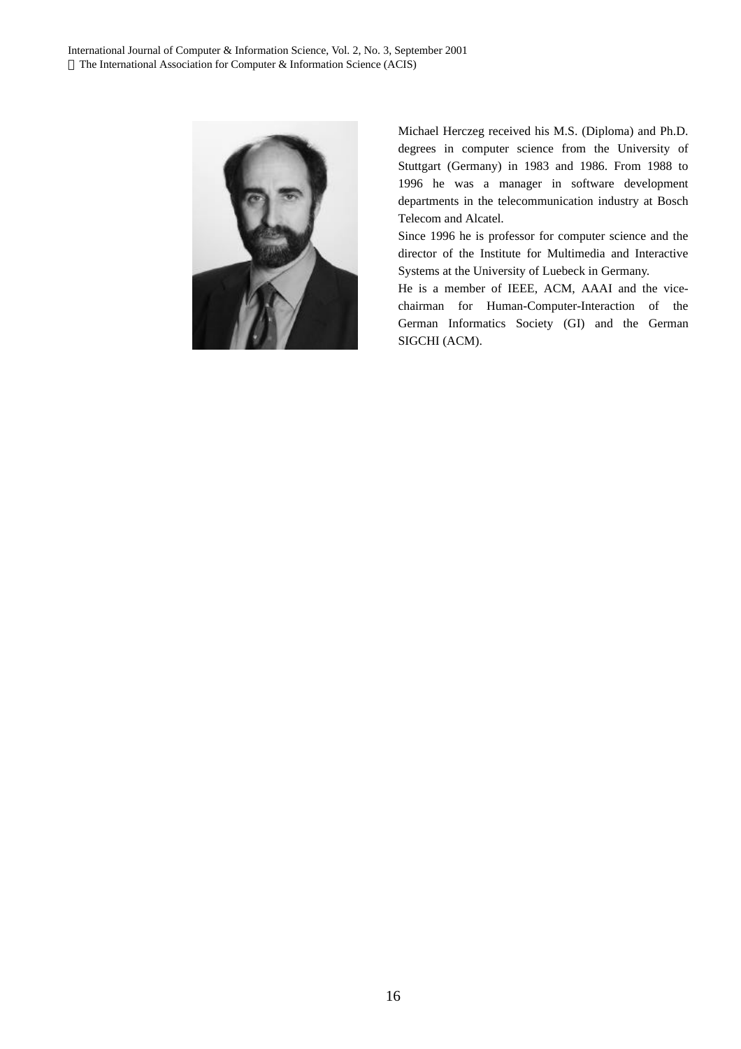Michael Herczeg received his M.S. (Diploma) and Ph.D. degrees in computer science from the University of Stuttgart (Germany) in 1983 and 1986. From 1988 to 1996 he was a manager in software development departments in the telecommunication industry at Bosch Telecom and Alcatel.

Since 1996 he is professor for computer science and the director of the Institute for Multimedia and Interactive Systems at the University of Luebeck in Germany.

He is a member of IEEE, ACM, AAAI and the vice-chairman for Human-Computer-Interaction of the German Informatics Society (GI) and the German SIGCHI (ACM).